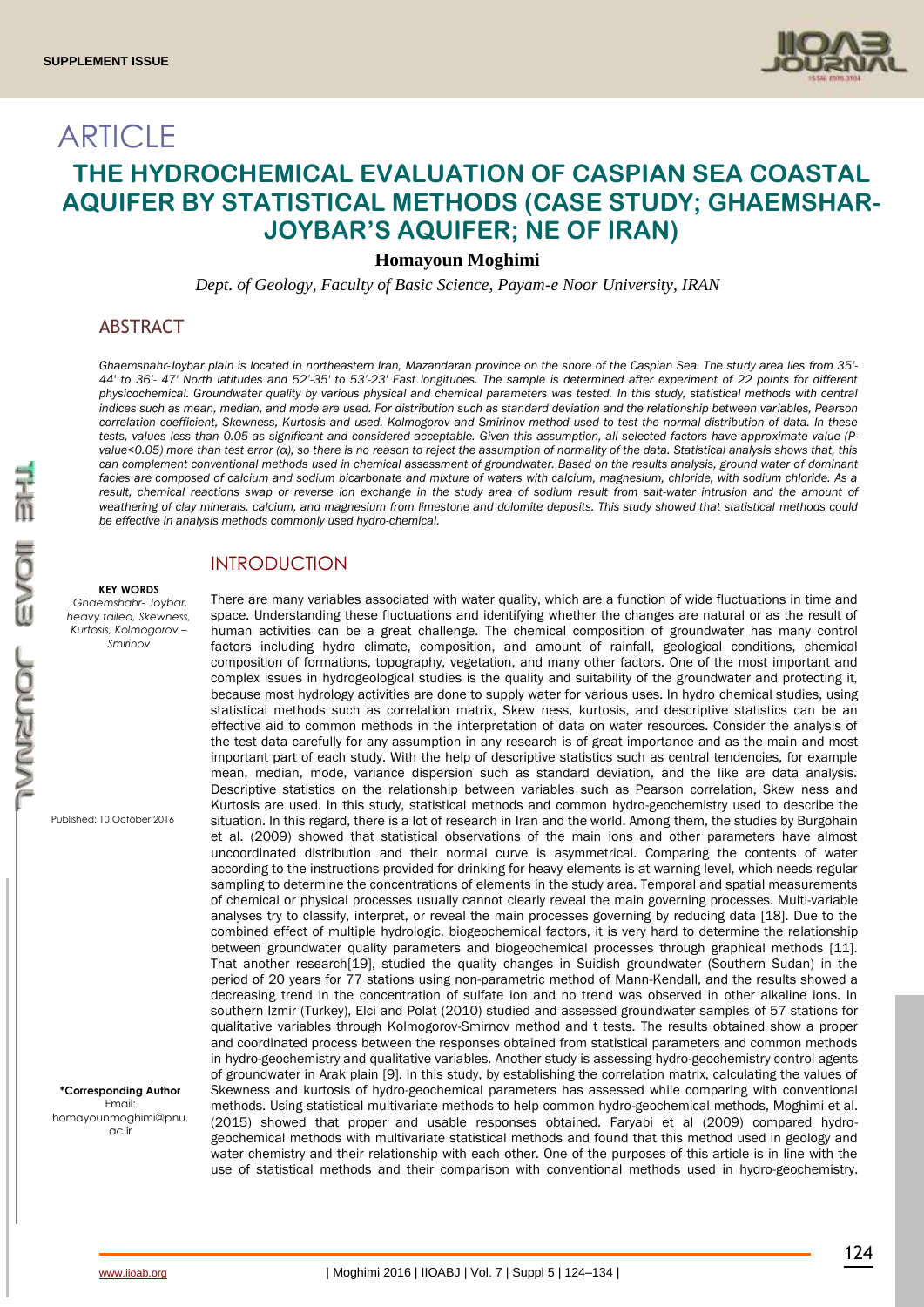SUPPLEMENT ISSUE

# ARTICLE

# THE HYDROCHEMICAL EVALUATION OF CASPIAN SEA COASTAL AQUIFER BY STATISTICAL METHODS (CASE STUDY; GHAEMSHAR-JOYBAR'S AQUIFER; NE OF IRAN)

**Homayoun Moghimi**

*Dept. of Geology, Faculty of Basic Science, Payam-e Noor University, IRAN*

## ABSTRACT

*Ghaemshahr-Joybar plain is located in northeastern Iran, Mazandaran province on the shore of the Caspian Sea. The study area lies from 35'-44' to 36'- 47' North latitudes and 52'-35' to 53'-23' East longitudes. The sample is determined after experiment of 22 points for different physicochemical. Groundwater quality by various physical and chemical parameters was tested. In this study, statistical methods with central indices such as mean, median, and mode are used. For distribution such as standard deviation and the relationship between variables, Pearson correlation coefficient, Skewness, Kurtosis and used. Kolmogorov and Smirinov method used to test the normal distribution of data. In these tests, values less than 0.05 as significant and considered acceptable. Given this assumption, all selected factors have approximate value (P-value<0.05) more than test error (α), so there is no reason to reject the assumption of normality of the data. Statistical analysis shows that, this can complement conventional methods used in chemical assessment of groundwater. Based on the results analysis, ground water of dominant facies are composed of calcium and sodium bicarbonate and mixture of waters with calcium, magnesium, chloride, with sodium chloride. As a result, chemical reactions swap or reverse ion exchange in the study area of sodium result from salt-water intrusion and the amount of weathering of clay minerals, calcium, and magnesium from limestone and dolomite deposits. This study showed that statistical methods could be effective in analysis methods commonly used hydro-chemical.*

**KEY WORDS**
*Ghaemshahr- Joybar, heavy tailed, Skewness, Kurtosis, Kolmogorov – Smirinov*

Published: 10 October 2016

**\*Corresponding Author**
Email: homayounmoghimi@pnu.ac.ir

## INTRODUCTION

There are many variables associated with water quality, which are a function of wide fluctuations in time and space. Understanding these fluctuations and identifying whether the changes are natural or as the result of human activities can be a great challenge. The chemical composition of groundwater has many control factors including hydro climate, composition, and amount of rainfall, geological conditions, chemical composition of formations, topography, vegetation, and many other factors. One of the most important and complex issues in hydrogeological studies is the quality and suitability of the groundwater and protecting it, because most hydrology activities are done to supply water for various uses. In hydro chemical studies, using statistical methods such as correlation matrix, Skew ness, kurtosis, and descriptive statistics can be an effective aid to common methods in the interpretation of data on water resources. Consider the analysis of the test data carefully for any assumption in any research is of great importance and as the main and most important part of each study. With the help of descriptive statistics such as central tendencies, for example mean, median, mode, variance dispersion such as standard deviation, and the like are data analysis. Descriptive statistics on the relationship between variables such as Pearson correlation, Skew ness and Kurtosis are used. In this study, statistical methods and common hydro-geochemistry used to describe the situation. In this regard, there is a lot of research in Iran and the world. Among them, the studies by Burgohain et al. (2009) showed that statistical observations of the main ions and other parameters have almost uncoordinated distribution and their normal curve is asymmetrical. Comparing the contents of water according to the instructions provided for drinking for heavy elements is at warning level, which needs regular sampling to determine the concentrations of elements in the study area. Temporal and spatial measurements of chemical or physical processes usually cannot clearly reveal the main governing processes. Multi-variable analyses try to classify, interpret, or reveal the main processes governing by reducing data [18]. Due to the combined effect of multiple hydrologic, biogeochemical factors, it is very hard to determine the relationship between groundwater quality parameters and biogeochemical processes through graphical methods [11]. That another research[19], studied the quality changes in Suidish groundwater (Southern Sudan) in the period of 20 years for 77 stations using non-parametric method of Mann-Kendall, and the results showed a decreasing trend in the concentration of sulfate ion and no trend was observed in other alkaline ions. In southern Izmir (Turkey), Elci and Polat (2010) studied and assessed groundwater samples of 57 stations for qualitative variables through Kolmogorov-Smirnov method and t tests. The results obtained show a proper and coordinated process between the responses obtained from statistical parameters and common methods in hydro-geochemistry and qualitative variables. Another study is assessing hydro-geochemistry control agents of groundwater in Arak plain [9]. In this study, by establishing the correlation matrix, calculating the values of Skewness and kurtosis of hydro-geochemical parameters has assessed while comparing with conventional methods. Using statistical multivariate methods to help common hydro-geochemical methods, Moghimi et al. (2015) showed that proper and usable responses obtained. Faryabi et al (2009) compared hydro-geochemical methods with multivariate statistical methods and found that this method used in geology and water chemistry and their relationship with each other. One of the purposes of this article is in line with the use of statistical methods and their comparison with conventional methods used in hydro-geochemistry.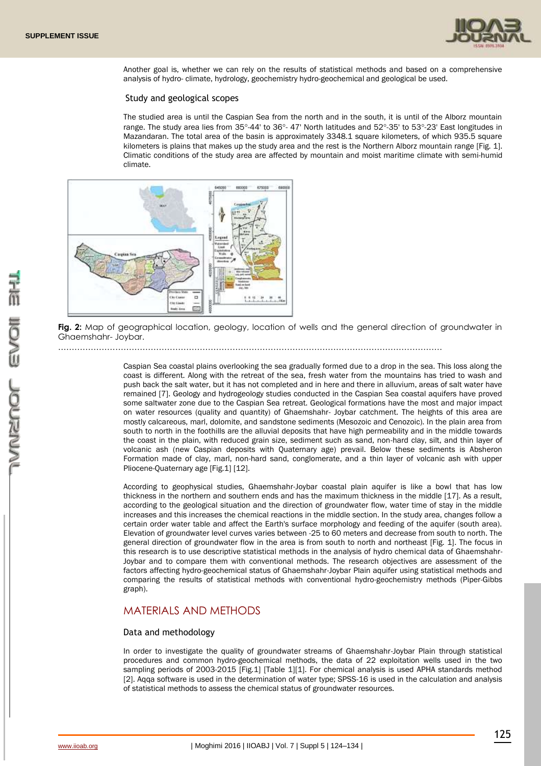Another goal is, whether we can rely on the results of statistical methods and based on a comprehensive analysis of hydro- climate, hydrology, geochemistry hydro-geochemical and geological be used.

### Study and geological scopes

The studied area is until the Caspian Sea from the north and in the south, it is until of the Alborz mountain range. The study area lies from 35°-44' to 36°- 47' North latitudes and 52°-35' to 53°-23' East longitudes in Mazandaran. The total area of the basin is approximately 3348.1 square kilometers, of which 935.5 square kilometers is plains that makes up the study area and the rest is the Northern Alborz mountain range [Fig. 1]. Climatic conditions of the study area are affected by mountain and moist maritime climate with semi-humid climate.

**Fig. 2:** Map of geographical location, geology, location of wells and the general direction of groundwater in Ghaemshahr- Joybar.

Caspian Sea coastal plains overlooking the sea gradually formed due to a drop in the sea. This loss along the coast is different. Along with the retreat of the sea, fresh water from the mountains has tried to wash and push back the salt water, but it has not completed and in here and there in alluvium, areas of salt water have remained [7]. Geology and hydrogeology studies conducted in the Caspian Sea coastal aquifers have proved some saltwater zone due to the Caspian Sea retreat. Geological formations have the most and major impact on water resources (quality and quantity) of Ghaemshahr- Joybar catchment. The heights of this area are mostly calcareous, marl, dolomite, and sandstone sediments (Mesozoic and Cenozoic). In the plain area from south to north in the foothills are the alluvial deposits that have high permeability and in the middle towards the coast in the plain, with reduced grain size, sediment such as sand, non-hard clay, silt, and thin layer of volcanic ash (new Caspian deposits with Quaternary age) prevail. Below these sediments is Absheron Formation made of clay, marl, non-hard sand, conglomerate, and a thin layer of volcanic ash with upper Pliocene-Quaternary age [Fig.1] [12].

According to geophysical studies, Ghaemshahr-Joybar coastal plain aquifer is like a bowl that has low thickness in the northern and southern ends and has the maximum thickness in the middle [17]. As a result, according to the geological situation and the direction of groundwater flow, water time of stay in the middle increases and this increases the chemical reactions in the middle section. In the study area, changes follow a certain order water table and affect the Earth's surface morphology and feeding of the aquifer (south area). Elevation of groundwater level curves varies between -25 to 60 meters and decrease from south to north. The general direction of groundwater flow in the area is from south to north and northeast [Fig. 1]. The focus in this research is to use descriptive statistical methods in the analysis of hydro chemical data of Ghaemshahr-Joybar and to compare them with conventional methods. The research objectives are assessment of the factors affecting hydro-geochemical status of Ghaemshahr-Joybar Plain aquifer using statistical methods and comparing the results of statistical methods with conventional hydro-geochemistry methods (Piper-Gibbs graph).

## MATERIALS AND METHODS

### Data and methodology

In order to investigate the quality of groundwater streams of Ghaemshahr-Joybar Plain through statistical procedures and common hydro-geochemical methods, the data of 22 exploitation wells used in the two sampling periods of 2003-2015 [Fig.1] [Table 1][1]. For chemical analysis is used APHA standards method [2]. Aqqa software is used in the determination of water type; SPSS-16 is used in the calculation and analysis of statistical methods to assess the chemical status of groundwater resources.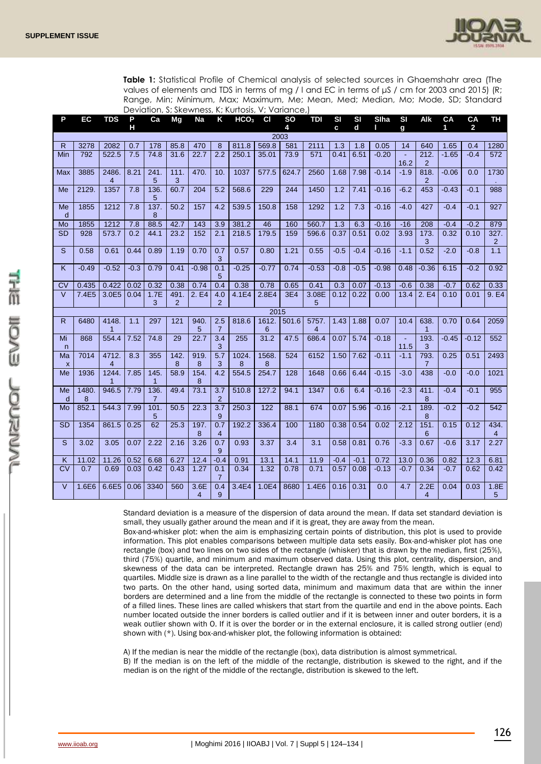**Table 1:** Statistical Profile of Chemical analysis of selected sources in Ghaemshahr area (The values of elements and TDS in terms of mg / l and EC in terms of μS / cm for 2003 and 2015) (R; Range, Min; Minimum, Max; Maximum, Me; Mean, Med; Median, Mo; Mode, SD; Standard Deviation, S; Skewness, K; Kurtosis, V; Variance,)

| P | EC | TDS | PH | Ca | Mg | Na | K | $HCO_3$ | Cl | SO4 | TDI | SIc | SId | SIhal | SIg | Alk | CA1 | CA2 | TH |
|---|---|---|---|---|---|---|---|---|---|---|---|---|---|---|---|---|---|---|---|
| **2003** | | | | | | | | | | | | | | | | | | | |
| R | 3278 | 2082 | 0.7 | 178 | 85.8 | 470 | 8 | 811.8 | 569.8 | 581 | 2111 | 1.3 | 1.8 | 0.05 | 14 | 640 | 1.65 | 0.4 | 1280 |
| Min | 792 | 522.5 | 7.5 | 74.8 | 31.6 | 22.7 | 2.2 | 250.1 | 35.01 | 73.9 | 571 | 0.41 | 6.51 | -0.20 | -16.2 | 212.2 | -1.65 | -0.4 | 572 |
| Max | 3885 | 2486.4 | 8.21 | 241.5 | 111.3 | 470. | 10. | 1037 | 577.5 | 624.7 | 2560 | 1.68 | 7.98 | -0.14 | -1.9 | 818.2 | -0.06 | 0.0 | 1730. |
| Me | 2129. | 1357 | 7.8 | 136.5 | 60.7 | 204 | 5.2 | 568.6 | 229 | 244 | 1450 | 1.2 | 7.41 | -0.16 | -6.2 | 453 | -0.43 | -0.1 | 988 |
| Med | 1855 | 1212 | 7.8 | 137.8 | 50.2 | 157 | 4.2 | 539.5 | 150.8 | 158 | 1292 | 1.2 | 7.3 | -0.16 | -4.0 | 427 | -0.4 | -0.1 | 927 |
| Mo | 1855 | 1212 | 7.8 | 88.5 | 42.7 | 143 | 3.9 | 381.2 | 46 | 160 | 560.7 | 1.3 | 6.3 | -0.16 | -16 | 208 | -0.4 | -0.2 | 879 |
| SD | 928 | 573.7 | 0.2 | 44.1 | 23.2 | 152 | 2.1 | 218.5 | 179.5 | 159 | 596.6 | 0.37 | 0.51 | 0.02 | 3.93 | 173.3 | 0.32 | 0.10 | 327.2 |
| S | 0.58 | 0.61 | 0.44 | 0.89 | 1.19 | 0.70 | 0.73 | 0.57 | 0.80 | 1.21 | 0.55 | -0.5 | -0.4 | -0.16 | -1.1 | 0.52 | -2.0 | -0.8 | 1.1 |
| K | -0.49 | -0.52 | -0.3 | 0.79 | 0.41 | -0.98 | 0.15 | -0.25 | -0.77 | 0.74 | -0.53 | -0.8 | -0.5 | -0.98 | 0.48 | -0.36 | 6.15 | -0.2 | 0.92 |
| CV | 0.435 | 0.422 | 0.02 | 0.32 | 0.38 | 0.74 | 0.4 | 0.38 | 0.78 | 0.65 | 0.41 | 0.3 | 0.07 | -0.13 | -0.6 | 0.38 | -0.7 | 0.62 | 0.33 |
| V | 7.4E5 | 3.0E5 | 0.04 | 1.7E3 | 491.2 | 2. E4 | 4.02 | 4.1E4 | 2.8E4 | 3E4 | 3.08E5 | 0.12 | 0.22 | 0.00 | 13.4 | 2. E4 | 0.10 | 0.01 | 9. E4 |
| **2015** | | | | | | | | | | | | | | | | | | | |
| R | 6480 | 4148.1 | 1.1 | 297 | 121 | 940.5 | 2.57 | 818.6 | 1612.6 | 501.6 | 5757.4 | 1.43 | 1.88 | 0.07 | 10.4 | 638.1 | 0.70 | 0.64 | 2059 |
| Min | 868 | 554.4 | 7.52 | 74.8 | 29 | 22.7 | 3.43 | 255 | 31.2 | 47.5 | 686.4 | 0.07 | 5.74 | -0.18 | -11.5 | 193.3 | -0.45 | -0.12 | 552 |
| Max | 7014 | 4712.4 | 8.3 | 355 | 142.8 | 919.8 | 5.73 | 1024.8 | 1568.8 | 524 | 6152 | 1.50 | 7.62 | -0.11 | -1.1 | 793.7 | 0.25 | 0.51 | 2493 |
| Me | 1936 | 1244.1 | 7.85 | 145.1 | 58.9 | 154.8 | 4.2 | 554.5 | 254.7 | 128 | 1648 | 0.66 | 6.44 | -0.15 | -3.0 | 438 | -0.0 | -0.0 | 1021 |
| Med | 1480.8 | 946.5 | 7.79 | 136.7 | 49.4 | 73.1 | 3.72 | 510.8 | 127.2 | 94.1 | 1347 | 0.6 | 6.4 | -0.16 | -2.3 | 411.8 | -0.4 | -0.1 | 955 |
| Mo | 852.1 | 544.3 | 7.99 | 101.5 | 50.5 | 22.3 | 3.79 | 250.3 | 122 | 88.1 | 674 | 0.07 | 5.96 | -0.16 | -2.1 | 189.8 | -0.2 | -0.2 | 542 |
| SD | 1354 | 861.5 | 0.25 | 62 | 25.3 | 197.8 | 0.74 | 192.2 | 336.4 | 100 | 1180 | 0.38 | 0.54 | 0.02 | 2.12 | 151.6 | 0.15 | 0.12 | 434.4 |
| S | 3.02 | 3.05 | 0.07 | 2.22 | 2.16 | 3.26 | 0.79 | 0.93 | 3.37 | 3.4 | 3.1 | 0.58 | 0.81 | 0.76 | -3.3 | 0.67 | -0.6 | 3.17 | 2.27 |
| K | 11.02 | 11.26 | 0.52 | 6.68 | 6.27 | 12.4 | -0.4 | 0.91 | 13.1 | 14.1 | 11.9 | -0.4 | -0.1 | 0.72 | 13.0 | 0.36 | 0.82 | 12.3 | 6.81 |
| CV | 0.7 | 0.69 | 0.03 | 0.42 | 0.43 | 1.27 | 0.17 | 0.34 | 1.32 | 0.78 | 0.71 | 0.57 | 0.08 | -0.13 | -0.7 | 0.34 | -0.7 | 0.62 | 0.42 |
| V | 1.6E6 | 6.6E5 | 0.06 | 3340 | 560 | 3.6E4 | 0.49 | 3.4E4 | 1.0E4 | 8680 | 1.4E6 | 0.16 | 0.31 | 0.0 | 4.7 | 2.2E4 | 0.04 | 0.03 | 1.8E5 |

Standard deviation is a measure of the dispersion of data around the mean. If data set standard deviation is small, they usually gather around the mean and if it is great, they are away from the mean.

Box-and-whisker plot: when the aim is emphasizing certain points of distribution, this plot is used to provide information. This plot enables comparisons between multiple data sets easily. Box-and-whisker plot has one rectangle (box) and two lines on two sides of the rectangle (whisker) that is drawn by the median, first (25%), third (75%) quartile, and minimum and maximum observed data. Using this plot, centrality, dispersion, and skewness of the data can be interpreted. Rectangle drawn has 25% and 75% length, which is equal to quartiles. Middle size is drawn as a line parallel to the width of the rectangle and thus rectangle is divided into two parts. On the other hand, using sorted data, minimum and maximum data that are within the inner borders are determined and a line from the middle of the rectangle is connected to these two points in form of a filled lines. These lines are called whiskers that start from the quartile and end in the above points. Each number located outside the inner borders is called outlier and if it is between inner and outer borders, it is a weak outlier shown with O. If it is over the border or in the external enclosure, it is called strong outlier (end) shown with (*). Using box-and-whisker plot, the following information is obtained:

A) If the median is near the middle of the rectangle (box), data distribution is almost symmetrical.

B) If the median is on the left of the middle of the rectangle, distribution is skewed to the right, and if the median is on the right of the middle of the rectangle, distribution is skewed to the left.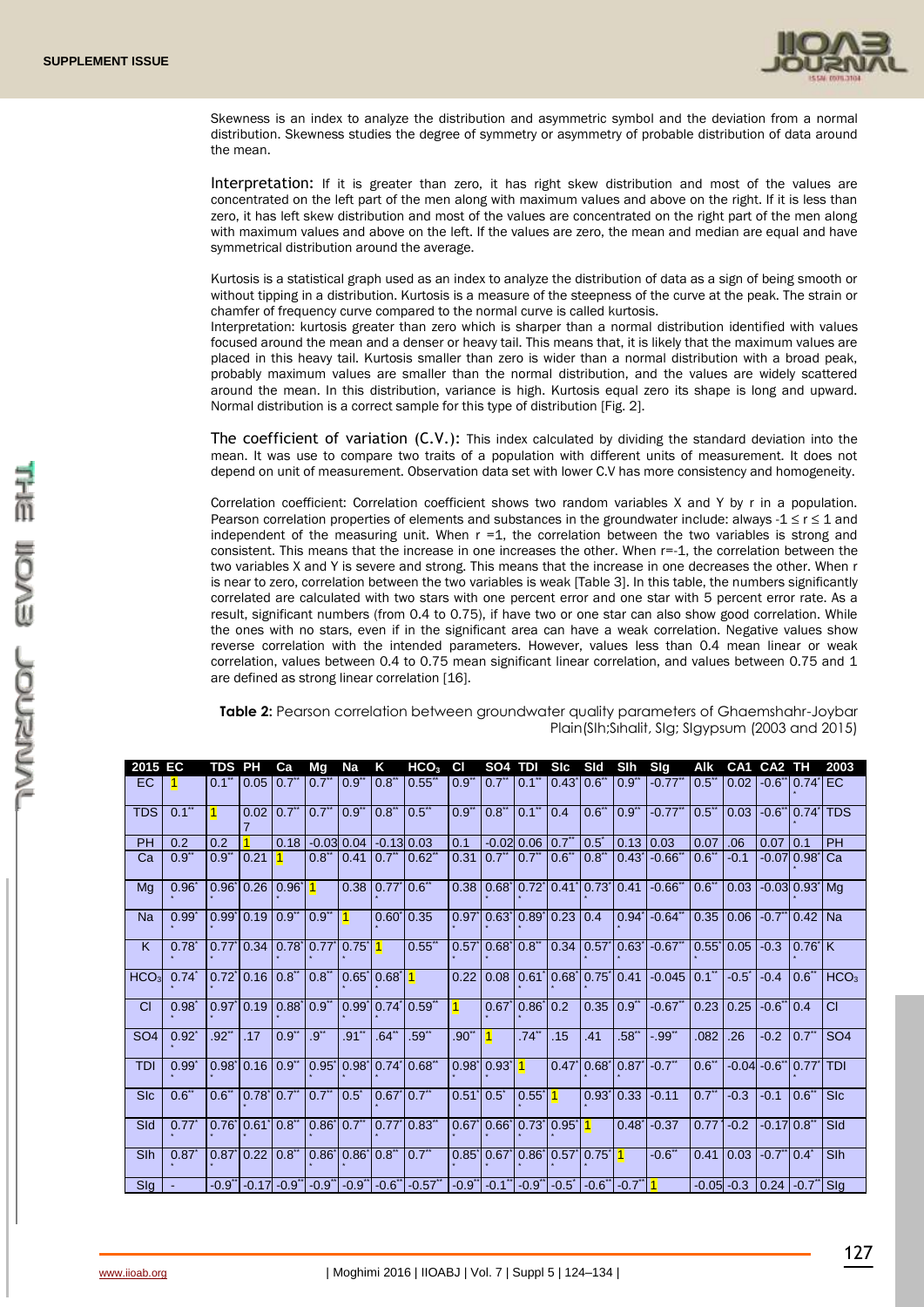Skewness is an index to analyze the distribution and asymmetric symbol and the deviation from a normal distribution. Skewness studies the degree of symmetry or asymmetry of probable distribution of data around the mean.

**Interpretation:** If it is greater than zero, it has right skew distribution and most of the values are concentrated on the left part of the men along with maximum values and above on the right. If it is less than zero, it has left skew distribution and most of the values are concentrated on the right part of the men along with maximum values and above on the left. If the values are zero, the mean and median are equal and have symmetrical distribution around the average.

Kurtosis is a statistical graph used as an index to analyze the distribution of data as a sign of being smooth or without tipping in a distribution. Kurtosis is a measure of the steepness of the curve at the peak. The strain or chamfer of frequency curve compared to the normal curve is called kurtosis.

Interpretation: kurtosis greater than zero which is sharper than a normal distribution identified with values focused around the mean and a denser or heavy tail. This means that, it is likely that the maximum values are placed in this heavy tail. Kurtosis smaller than zero is wider than a normal distribution with a broad peak, probably maximum values are smaller than the normal distribution, and the values are widely scattered around the mean. In this distribution, variance is high. Kurtosis equal zero its shape is long and upward. Normal distribution is a correct sample for this type of distribution [Fig. 2].

**The coefficient of variation (C.V.):** This index calculated by dividing the standard deviation into the mean. It was use to compare two traits of a population with different units of measurement. It does not depend on unit of measurement. Observation data set with lower C.V has more consistency and homogeneity.

Correlation coefficient: Correlation coefficient shows two random variables X and Y by r in a population. Pearson correlation properties of elements and substances in the groundwater include: always $-1 \leq r \leq 1$ and independent of the measuring unit. When $r = 1$, the correlation between the two variables is strong and consistent. This means that the increase in one increases the other. When $r = -1$, the correlation between the two variables X and Y is severe and strong. This means that the increase in one decreases the other. When r is near to zero, correlation between the two variables is weak [Table 3]. In this table, the numbers significantly correlated are calculated with two stars with one percent error and one star with 5 percent error rate. As a result, significant numbers (from 0.4 to 0.75), if have two or one star can also show good correlation. While the ones with no stars, even if in the significant area can have a weak correlation. Negative values show reverse correlation with the intended parameters. However, values less than 0.4 mean linear or weak correlation, values between 0.4 and 0.75 mean significant linear correlation, and values between 0.75 and 1 are defined as strong linear correlation [16].

**Table 2:** Pearson correlation between groundwater quality parameters of Ghaemshahr-Joybar Plain(Slh;Sıhalit, Slg; Slgypsum (2003 and 2015)

| 2015 | EC | TDS | PH | Ca | Mg | Na | K | $HCO_3$ | Cl | SO4 | TDI | Slc | Sld | Slh | Slg | Alk | CA1 | CA2 | TH | 2003 |
|---|---|---|---|---|---|---|---|---|---|---|---|---|---|---|---|---|---|---|---|---|
| EC | 1 | 0.1** | 0.05 | 0.7** | 0.7** | 0.9** | 0.8** | 0.55** | 0.9** | 0.7** | 0.1** | 0.43* | 0.6** | 0.9** | -0.77** | 0.5** | 0.02 | -0.6** | 0.74* | EC |
| TDS | 0.1** | 1 | 0.027 | 0.7** | 0.7** | 0.9** | 0.8** | 0.5** | 0.9** | 0.8** | 0.1** | 0.4 | 0.6** | 0.9** | -0.77** | 0.5** | 0.03 | -0.6** | 0.74* | TDS |
| PH | 0.2 | 0.2 | 1 | 0.18 | -0.03 | 0.04 | -0.13 | 0.03 | 0.1 | -0.02 | 0.06 | 0.7** | 0.5* | 0.13 | 0.03 | 0.07 | .06 | 0.07 | 0.1 | PH |
| Ca | 0.9** | 0.9** | 0.21 | 1 | 0.8** | 0.41 | 0.7** | 0.62** | 0.31 | 0.7** | 0.7** | 0.6** | 0.8** | 0.43* | -0.66** | 0.6** | -0.1 | -0.07 | 0.98* | Ca |
| Mg | 0.96** | 0.96** | 0.26 | 0.96** | 1 | 0.38 | 0.77* | 0.6** | 0.38 | 0.68* | 0.72* | 0.41* | 0.73* | 0.41 | -0.66** | 0.6** | 0.03 | -0.03 | 0.93* | Mg |
| Na | 0.99* | 0.99* | 0.19 | 0.9** | 0.9** | 1 | 0.60* | 0.35 | 0.97* | 0.63* | 0.89* | 0.23 | 0.4 | 0.94* | -0.64** | 0.35 | 0.06 | -0.7** | 0.42 | Na |
| K | 0.78** | 0.77* | 0.34 | 0.78* | 0.77* | 0.75* | 1 | 0.55** | 0.57* | 0.68* | 0.8** | 0.34 | 0.57* | 0.63* | -0.67** | 0.55* | 0.05 | -0.3 | 0.76* | K |
| $HCO_3$ | 0.74** | 0.72* | 0.16 | 0.8** | 0.8** | 0.65* | 0.68* | 1 | 0.22 | 0.08 | 0.61* | 0.68* | 0.75* | 0.41 | -0.045 | 0.1** | -0.5* | -0.4 | 0.6** | $HCO_3$ |
| Cl | 0.98** | 0.97* | 0.19 | 0.88* | 0.9** | 0.99* | 0.74* | 0.59** | 1 | 0.67* | 0.86* | 0.2 | 0.35 | 0.9** | -0.67** | 0.23 | 0.25 | -0.6** | 0.4 | Cl |
| SO4 | 0.92** | .92** | .17 | 0.9** | .9** | .91** | .64** | .59** | .90** | 1 | .74** | .15 | .41 | .58** | -.99** | .082 | .26 | -0.2 | 0.7** | SO4 |
| TDI | 0.99** | 0.98* | 0.16 | 0.9** | 0.95* | 0.98* | 0.74* | 0.68** | 0.98* | 0.93* | 1 | 0.47* | 0.68* | 0.87* | -0.7** | 0.6** | -0.04 | -0.6** | 0.77* | TDI |
| Slc | 0.6** | 0.6** | 0.78* | 0.7** | 0.7** | 0.5* | 0.67* | 0.7** | 0.51* | 0.5* | 0.55* | 1 | 0.93* | 0.33 | -0.11 | 0.7** | -0.3 | -0.1 | 0.6** | Slc |
| Sld | 0.77** | 0.76* | 0.61* | 0.8** | 0.86* | 0.7** | 0.77* | 0.83** | 0.67* | 0.66* | 0.73* | 0.95* | 1 | 0.48* | -0.37 | 0.77* | -0.2 | -0.17 | 0.8** | Sld |
| Slh | 0.87** | 0.87* | 0.22 | 0.8** | 0.86* | 0.86* | 0.8** | 0.7** | 0.85* | 0.67* | 0.86* | 0.57* | 0.75* | 1 | -0.6** | 0.41 | 0.03 | -0.7** | 0.4* | Slh |
| Slg | - | -0.9** | -0.17 | -0.9** | -0.9** | -0.9** | -0.6** | -0.57** | -0.9** | -0.1** | -0.9** | -0.5* | -0.6** | -0.7** | 1 | -0.05 | -0.3 | 0.24 | -0.7** | Slg |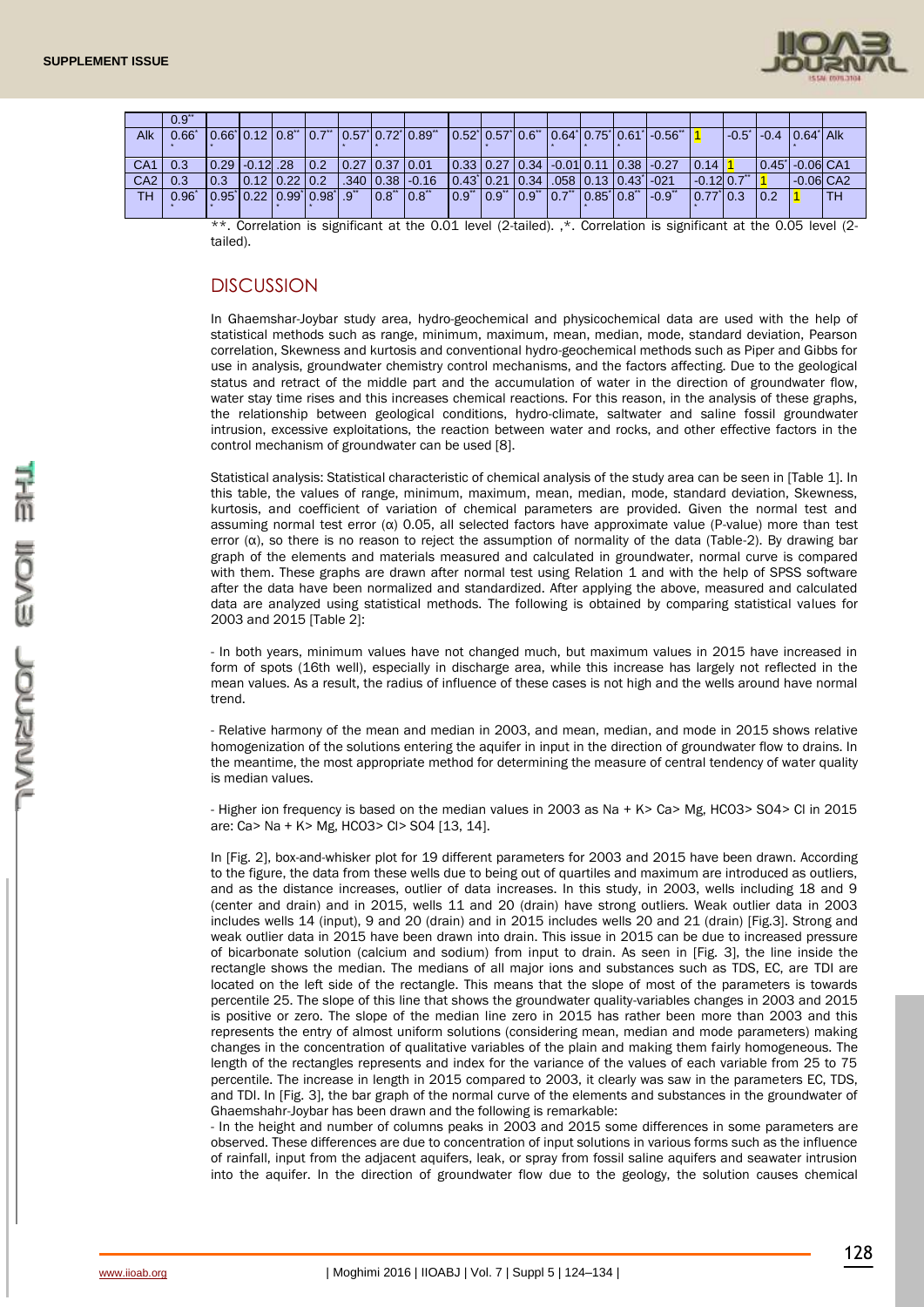|  | 0.9** |  |  |  |  |  |  |  |  |  |  |  |  |  |  |  |  |  |  |  |  |
|---|---|---|---|---|---|---|---|---|---|---|---|---|---|---|---|---|---|---|---|---|---|
| Alk | 0.66** | 0.66* | 0.12 | 0.8** | 0.7** | 0.57* | 0.72* | 0.89** | 0.52* | 0.57* | 0.6** | 0.64* | 0.75* | 0.61* | -0.56** | 1 |  | -0.5* | -0.4 | 0.64* | Alk |
| CA1 | 0.3 | 0.29 | -0.12 | .28 | 0.2 | 0.27 | 0.37 | 0.01 | 0.33 | 0.27 | 0.34 | -0.01 | 0.11 | 0.38 | -0.27 | 0.14 | 1 |  | 0.45* | -0.06 | CA1 |
| CA2 | 0.3 | 0.3 | 0.12 | 0.22 | 0.2 | .340 | 0.38 | -0.16 | 0.43* | 0.21 | 0.34 | .058 | 0.13 | 0.43* | -021 | -0.12 | 0.7** | 1 |  | -0.06 | CA2 |
| TH | 0.96** | 0.95* | 0.22 | 0.99* | 0.98* | .9** | 0.8** | 0.8** | 0.9** | 0.9** | 0.9** | 0.7** | 0.85* | 0.8** | -0.9** | 0.77* | 0.3 | 0.2 | 1 |  | TH |

**. Correlation is significant at the 0.01 level (2-tailed). ,*. Correlation is significant at the 0.05 level (2-tailed).

## DISCUSSION

In Ghaemshar-Joybar study area, hydro-geochemical and physicochemical data are used with the help of statistical methods such as range, minimum, maximum, mean, median, mode, standard deviation, Pearson correlation, Skewness and kurtosis and conventional hydro-geochemical methods such as Piper and Gibbs for use in analysis, groundwater chemistry control mechanisms, and the factors affecting. Due to the geological status and retract of the middle part and the accumulation of water in the direction of groundwater flow, water stay time rises and this increases chemical reactions. For this reason, in the analysis of these graphs, the relationship between geological conditions, hydro-climate, saltwater and saline fossil groundwater intrusion, excessive exploitations, the reaction between water and rocks, and other effective factors in the control mechanism of groundwater can be used [8].

Statistical analysis: Statistical characteristic of chemical analysis of the study area can be seen in [Table 1]. In this table, the values of range, minimum, maximum, mean, median, mode, standard deviation, Skewness, kurtosis, and coefficient of variation of chemical parameters are provided. Given the normal test and assuming normal test error (α) 0.05, all selected factors have approximate value (P-value) more than test error (α), so there is no reason to reject the assumption of normality of the data (Table-2). By drawing bar graph of the elements and materials measured and calculated in groundwater, normal curve is compared with them. These graphs are drawn after normal test using Relation 1 and with the help of SPSS software after the data have been normalized and standardized. After applying the above, measured and calculated data are analyzed using statistical methods. The following is obtained by comparing statistical values for 2003 and 2015 [Table 2]:

- In both years, minimum values have not changed much, but maximum values in 2015 have increased in form of spots (16th well), especially in discharge area, while this increase has largely not reflected in the mean values. As a result, the radius of influence of these cases is not high and the wells around have normal trend.

- Relative harmony of the mean and median in 2003, and mean, median, and mode in 2015 shows relative homogenization of the solutions entering the aquifer in input in the direction of groundwater flow to drains. In the meantime, the most appropriate method for determining the measure of central tendency of water quality is median values.

- Higher ion frequency is based on the median values in 2003 as Na + K> Ca> Mg, HCO3> SO4> Cl in 2015 are: Ca> Na + K> Mg, HCO3> Cl> SO4 [13, 14].

In [Fig. 2], box-and-whisker plot for 19 different parameters for 2003 and 2015 have been drawn. According to the figure, the data from these wells due to being out of quartiles and maximum are introduced as outliers, and as the distance increases, outlier of data increases. In this study, in 2003, wells including 18 and 9 (center and drain) and in 2015, wells 11 and 20 (drain) have strong outliers. Weak outlier data in 2003 includes wells 14 (input), 9 and 20 (drain) and in 2015 includes wells 20 and 21 (drain) [Fig.3]. Strong and weak outlier data in 2015 have been drawn into drain. This issue in 2015 can be due to increased pressure of bicarbonate solution (calcium and sodium) from input to drain. As seen in [Fig. 3], the line inside the rectangle shows the median. The medians of all major ions and substances such as TDS, EC, are TDI are located on the left side of the rectangle. This means that the slope of most of the parameters is towards percentile 25. The slope of this line that shows the groundwater quality-variables changes in 2003 and 2015 is positive or zero. The slope of the median line zero in 2015 has rather been more than 2003 and this represents the entry of almost uniform solutions (considering mean, median and mode parameters) making changes in the concentration of qualitative variables of the plain and making them fairly homogeneous. The length of the rectangles represents and index for the variance of the values of each variable from 25 to 75 percentile. The increase in length in 2015 compared to 2003, it clearly was saw in the parameters EC, TDS, and TDI. In [Fig. 3], the bar graph of the normal curve of the elements and substances in the groundwater of Ghaemshahr-Joybar has been drawn and the following is remarkable:

- In the height and number of columns peaks in 2003 and 2015 some differences in some parameters are observed. These differences are due to concentration of input solutions in various forms such as the influence of rainfall, input from the adjacent aquifers, leak, or spray from fossil saline aquifers and seawater intrusion into the aquifer. In the direction of groundwater flow due to the geology, the solution causes chemical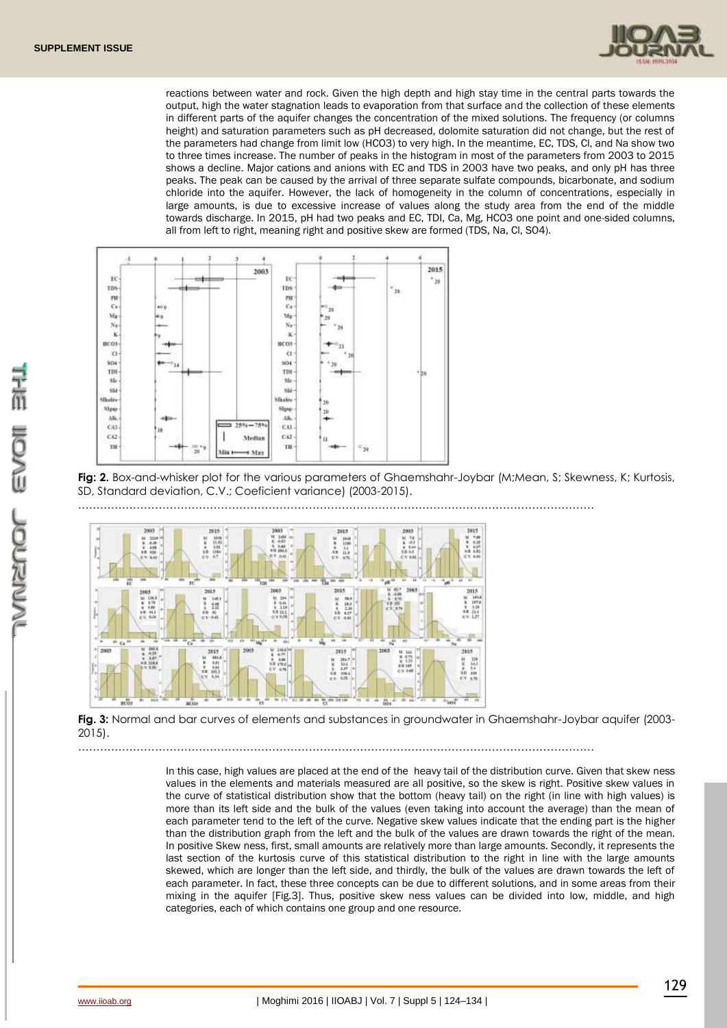reactions between water and rock. Given the high depth and high stay time in the central parts towards the output, high the water stagnation leads to evaporation from that surface and the collection of these elements in different parts of the aquifer changes the concentration of the mixed solutions. The frequency (or columns height) and saturation parameters such as pH decreased, dolomite saturation did not change, but the rest of the parameters had change from limit low (HCO3) to very high. In the meantime, EC, TDS, Cl, and Na show two to three times increase. The number of peaks in the histogram in most of the parameters from 2003 to 2015 shows a decline. Major cations and anions with EC and TDS in 2003 have two peaks, and only pH has three peaks. The peak can be caused by the arrival of three separate sulfate compounds, bicarbonate, and sodium chloride into the aquifer. However, the lack of homogeneity in the column of concentrations, especially in large amounts, is due to excessive increase of values along the study area from the end of the middle towards discharge. In 2015, pH had two peaks and EC, TDI, Ca, Mg, HCO3 one point and one-sided columns, all from left to right, meaning right and positive skew are formed (TDS, Na, Cl, SO4).

**Fig: 2.** Box-and-whisker plot for the various parameters of Ghaemshahr-Joybar (M;Mean, S; Skewness, K; Kurtosis, SD, Standard deviation, C.V.; Coeficient variance) (2003-2015).

**Fig. 3:** Normal and bar curves of elements and substances in groundwater in Ghaemshahr-Joybar aquifer (2003-2015).

In this case, high values are placed at the end of the heavy tail of the distribution curve. Given that skew ness values in the elements and materials measured are all positive, so the skew is right. Positive skew values in the curve of statistical distribution show that the bottom (heavy tail) on the right (in line with high values) is more than its left side and the bulk of the values (even taking into account the average) than the mean of each parameter tend to the left of the curve. Negative skew values indicate that the ending part is the higher than the distribution graph from the left and the bulk of the values are drawn towards the right of the mean. In positive Skew ness, first, small amounts are relatively more than large amounts. Secondly, it represents the last section of the kurtosis curve of this statistical distribution to the right in line with the large amounts skewed, which are longer than the left side, and thirdly, the bulk of the values are drawn towards the left of each parameter. In fact, these three concepts can be due to different solutions, and in some areas from their mixing in the aquifer [Fig.3]. Thus, positive skew ness values can be divided into low, middle, and high categories, each of which contains one group and one resource.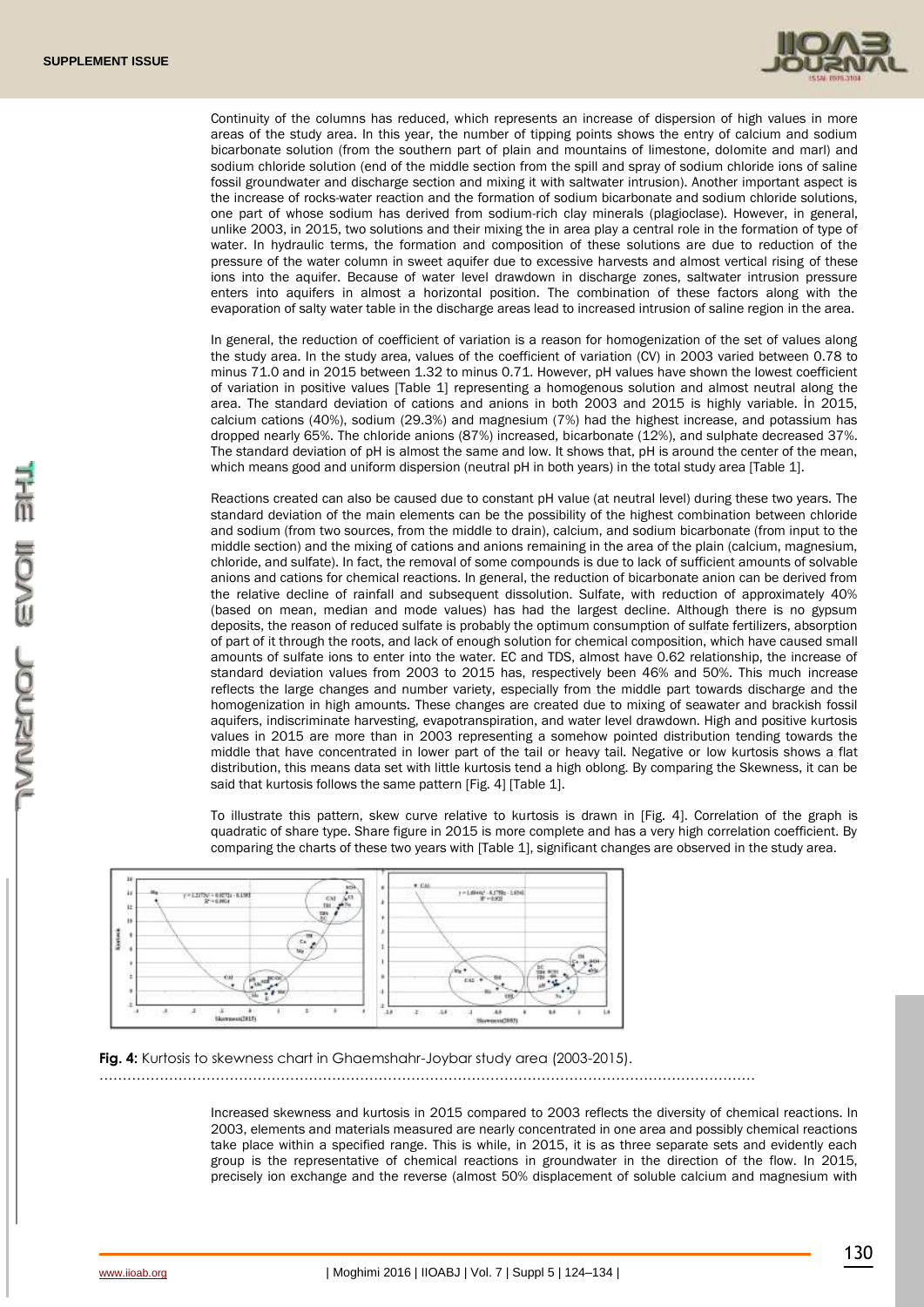Continuity of the columns has reduced, which represents an increase of dispersion of high values in more areas of the study area. In this year, the number of tipping points shows the entry of calcium and sodium bicarbonate solution (from the southern part of plain and mountains of limestone, dolomite and marl) and sodium chloride solution (end of the middle section from the spill and spray of sodium chloride ions of saline fossil groundwater and discharge section and mixing it with saltwater intrusion). Another important aspect is the increase of rocks-water reaction and the formation of sodium bicarbonate and sodium chloride solutions, one part of whose sodium has derived from sodium-rich clay minerals (plagioclase). However, in general, unlike 2003, in 2015, two solutions and their mixing the in area play a central role in the formation of type of water. In hydraulic terms, the formation and composition of these solutions are due to reduction of the pressure of the water column in sweet aquifer due to excessive harvests and almost vertical rising of these ions into the aquifer. Because of water level drawdown in discharge zones, saltwater intrusion pressure enters into aquifers in almost a horizontal position. The combination of these factors along with the evaporation of salty water table in the discharge areas lead to increased intrusion of saline region in the area.

In general, the reduction of coefficient of variation is a reason for homogenization of the set of values along the study area. In the study area, values of the coefficient of variation (CV) in 2003 varied between 0.78 to minus 71.0 and in 2015 between 1.32 to minus 0.71. However, pH values have shown the lowest coefficient of variation in positive values [Table 1] representing a homogenous solution and almost neutral along the area. The standard deviation of cations and anions in both 2003 and 2015 is highly variable. İn 2015, calcium cations (40%), sodium (29.3%) and magnesium (7%) had the highest increase, and potassium has dropped nearly 65%. The chloride anions (87%) increased, bicarbonate (12%), and sulphate decreased 37%. The standard deviation of pH is almost the same and low. It shows that, pH is around the center of the mean, which means good and uniform dispersion (neutral pH in both years) in the total study area [Table 1].

Reactions created can also be caused due to constant pH value (at neutral level) during these two years. The standard deviation of the main elements can be the possibility of the highest combination between chloride and sodium (from two sources, from the middle to drain), calcium, and sodium bicarbonate (from input to the middle section) and the mixing of cations and anions remaining in the area of the plain (calcium, magnesium, chloride, and sulfate). In fact, the removal of some compounds is due to lack of sufficient amounts of solvable anions and cations for chemical reactions. In general, the reduction of bicarbonate anion can be derived from the relative decline of rainfall and subsequent dissolution. Sulfate, with reduction of approximately 40% (based on mean, median and mode values) has had the largest decline. Although there is no gypsum deposits, the reason of reduced sulfate is probably the optimum consumption of sulfate fertilizers, absorption of part of it through the roots, and lack of enough solution for chemical composition, which have caused small amounts of sulfate ions to enter into the water. EC and TDS, almost have 0.62 relationship, the increase of standard deviation values from 2003 to 2015 has, respectively been 46% and 50%. This much increase reflects the large changes and number variety, especially from the middle part towards discharge and the homogenization in high amounts. These changes are created due to mixing of seawater and brackish fossil aquifers, indiscriminate harvesting, evapotranspiration, and water level drawdown. High and positive kurtosis values in 2015 are more than in 2003 representing a somehow pointed distribution tending towards the middle that have concentrated in lower part of the tail or heavy tail. Negative or low kurtosis shows a flat distribution, this means data set with little kurtosis tend a high oblong. By comparing the Skewness, it can be said that kurtosis follows the same pattern [Fig. 4] [Table 1].

To illustrate this pattern, skew curve relative to kurtosis is drawn in [Fig. 4]. Correlation of the graph is quadratic of share type. Share figure in 2015 is more complete and has a very high correlation coefficient. By comparing the charts of these two years with [Table 1], significant changes are observed in the study area.

**Fig. 4:** Kurtosis to skewness chart in Ghaemshahr-Joybar study area (2003-2015).

Increased skewness and kurtosis in 2015 compared to 2003 reflects the diversity of chemical reactions. In 2003, elements and materials measured are nearly concentrated in one area and possibly chemical reactions take place within a specified range. This is while, in 2015, it is as three separate sets and evidently each group is the representative of chemical reactions in groundwater in the direction of the flow. In 2015, precisely ion exchange and the reverse (almost 50% displacement of soluble calcium and magnesium with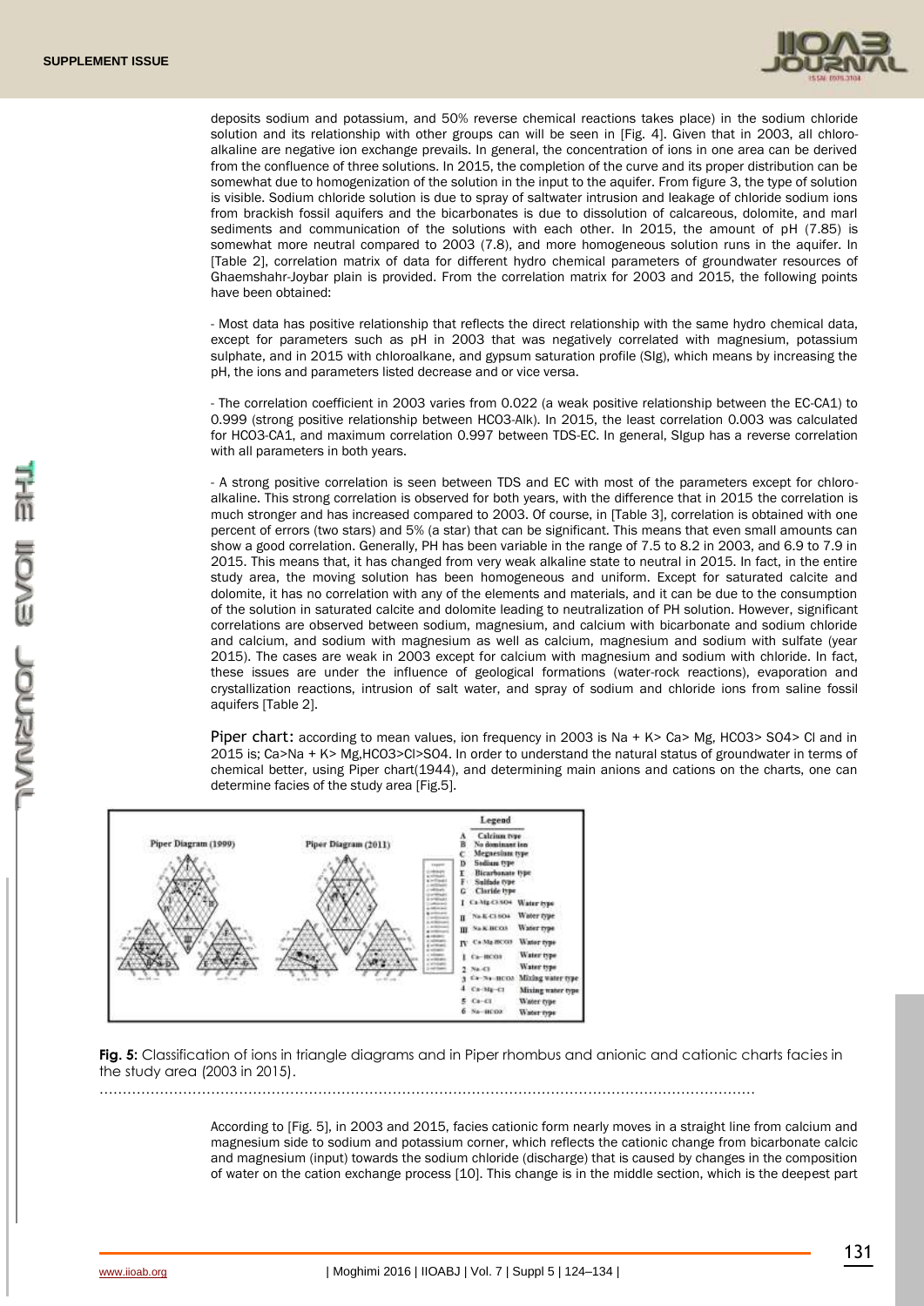deposits sodium and potassium, and 50% reverse chemical reactions takes place) in the sodium chloride solution and its relationship with other groups can will be seen in [Fig. 4]. Given that in 2003, all chloro-alkaline are negative ion exchange prevails. In general, the concentration of ions in one area can be derived from the confluence of three solutions. In 2015, the completion of the curve and its proper distribution can be somewhat due to homogenization of the solution in the input to the aquifer. From figure 3, the type of solution is visible. Sodium chloride solution is due to spray of saltwater intrusion and leakage of chloride sodium ions from brackish fossil aquifers and the bicarbonates is due to dissolution of calcareous, dolomite, and marl sediments and communication of the solutions with each other. In 2015, the amount of pH (7.85) is somewhat more neutral compared to 2003 (7.8), and more homogeneous solution runs in the aquifer. In [Table 2], correlation matrix of data for different hydro chemical parameters of groundwater resources of Ghaemshahr-Joybar plain is provided. From the correlation matrix for 2003 and 2015, the following points have been obtained:

- Most data has positive relationship that reflects the direct relationship with the same hydro chemical data, except for parameters such as pH in 2003 that was negatively correlated with magnesium, potassium sulphate, and in 2015 with chloroalkane, and gypsum saturation profile (SIg), which means by increasing the pH, the ions and parameters listed decrease and or vice versa.

- The correlation coefficient in 2003 varies from 0.022 (a weak positive relationship between the EC-CA1) to 0.999 (strong positive relationship between HCO3-Alk). In 2015, the least correlation 0.003 was calculated for HCO3-CA1, and maximum correlation 0.997 between TDS-EC. In general, SIgup has a reverse correlation with all parameters in both years.

- A strong positive correlation is seen between TDS and EC with most of the parameters except for chloro-alkaline. This strong correlation is observed for both years, with the difference that in 2015 the correlation is much stronger and has increased compared to 2003. Of course, in [Table 3], correlation is obtained with one percent of errors (two stars) and 5% (a star) that can be significant. This means that even small amounts can show a good correlation. Generally, PH has been variable in the range of 7.5 to 8.2 in 2003, and 6.9 to 7.9 in 2015. This means that, it has changed from very weak alkaline state to neutral in 2015. In fact, in the entire study area, the moving solution has been homogeneous and uniform. Except for saturated calcite and dolomite, it has no correlation with any of the elements and materials, and it can be due to the consumption of the solution in saturated calcite and dolomite leading to neutralization of PH solution. However, significant correlations are observed between sodium, magnesium, and calcium with bicarbonate and sodium chloride and calcium, and sodium with magnesium as well as calcium, magnesium and sodium with sulfate (year 2015). The cases are weak in 2003 except for calcium with magnesium and sodium with chloride. In fact, these issues are under the influence of geological formations (water-rock reactions), evaporation and crystallization reactions, intrusion of salt water, and spray of sodium and chloride ions from saline fossil aquifers [Table 2].

Piper chart: according to mean values, ion frequency in 2003 is Na + K> Ca> Mg, HCO3> SO4> Cl and in 2015 is; Ca>Na + K> Mg,HCO3>Cl>SO4. In order to understand the natural status of groundwater in terms of chemical better, using Piper chart(1944), and determining main anions and cations on the charts, one can determine facies of the study area [Fig.5].

**Fig. 5:** Classification of ions in triangle diagrams and in Piper rhombus and anionic and cationic charts facies in the study area (2003 in 2015).

According to [Fig. 5], in 2003 and 2015, facies cationic form nearly moves in a straight line from calcium and magnesium side to sodium and potassium corner, which reflects the cationic change from bicarbonate calcic and magnesium (input) towards the sodium chloride (discharge) that is caused by changes in the composition of water on the cation exchange process [10]. This change is in the middle section, which is the deepest part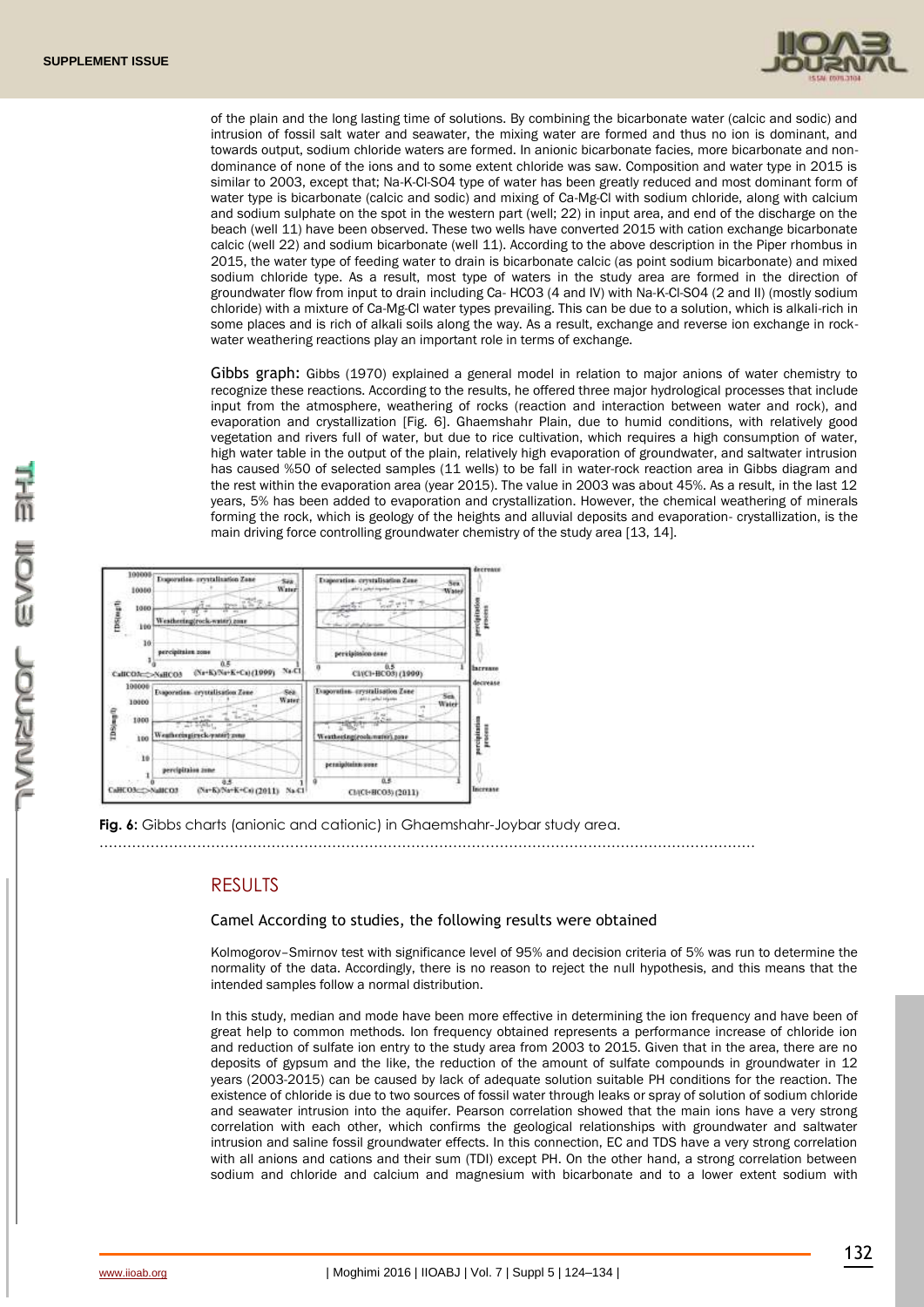of the plain and the long lasting time of solutions. By combining the bicarbonate water (calcic and sodic) and intrusion of fossil salt water and seawater, the mixing water are formed and thus no ion is dominant, and towards output, sodium chloride waters are formed. In anionic bicarbonate facies, more bicarbonate and non-dominance of none of the ions and to some extent chloride was saw. Composition and water type in 2015 is similar to 2003, except that; Na-K-Cl-SO4 type of water has been greatly reduced and most dominant form of water type is bicarbonate (calcic and sodic) and mixing of Ca-Mg-Cl with sodium chloride, along with calcium and sodium sulphate on the spot in the western part (well; 22) in input area, and end of the discharge on the beach (well 11) have been observed. These two wells have converted 2015 with cation exchange bicarbonate calcic (well 22) and sodium bicarbonate (well 11). According to the above description in the Piper rhombus in 2015, the water type of feeding water to drain is bicarbonate calcic (as point sodium bicarbonate) and mixed sodium chloride type. As a result, most type of waters in the study area are formed in the direction of groundwater flow from input to drain including Ca- HCO3 (4 and IV) with Na-K-Cl-SO4 (2 and II) (mostly sodium chloride) with a mixture of Ca-Mg-Cl water types prevailing. This can be due to a solution, which is alkali-rich in some places and is rich of alkali soils along the way. As a result, exchange and reverse ion exchange in rock-water weathering reactions play an important role in terms of exchange.

**Gibbs graph:** Gibbs (1970) explained a general model in relation to major anions of water chemistry to recognize these reactions. According to the results, he offered three major hydrological processes that include input from the atmosphere, weathering of rocks (reaction and interaction between water and rock), and evaporation and crystallization [Fig. 6]. Ghaemshahr Plain, due to humid conditions, with relatively good vegetation and rivers full of water, but due to rice cultivation, which requires a high consumption of water, high water table in the output of the plain, relatively high evaporation of groundwater, and saltwater intrusion has caused %50 of selected samples (11 wells) to be fall in water-rock reaction area in Gibbs diagram and the rest within the evaporation area (year 2015). The value in 2003 was about 45%. As a result, in the last 12 years, 5% has been added to evaporation and crystallization. However, the chemical weathering of minerals forming the rock, which is geology of the heights and alluvial deposits and evaporation- crystallization, is the main driving force controlling groundwater chemistry of the study area [13, 14].

**Fig. 6:** Gibbs charts (anionic and cationic) in Ghaemshahr-Joybar study area.

## RESULTS

### Camel According to studies, the following results were obtained

Kolmogorov–Smirnov test with significance level of 95% and decision criteria of 5% was run to determine the normality of the data. Accordingly, there is no reason to reject the null hypothesis, and this means that the intended samples follow a normal distribution.

In this study, median and mode have been more effective in determining the ion frequency and have been of great help to common methods. Ion frequency obtained represents a performance increase of chloride ion and reduction of sulfate ion entry to the study area from 2003 to 2015. Given that in the area, there are no deposits of gypsum and the like, the reduction of the amount of sulfate compounds in groundwater in 12 years (2003-2015) can be caused by lack of adequate solution suitable PH conditions for the reaction. The existence of chloride is due to two sources of fossil water through leaks or spray of solution of sodium chloride and seawater intrusion into the aquifer. Pearson correlation showed that the main ions have a very strong correlation with each other, which confirms the geological relationships with groundwater and saltwater intrusion and saline fossil groundwater effects. In this connection, EC and TDS have a very strong correlation with all anions and cations and their sum (TDI) except PH. On the other hand, a strong correlation between sodium and chloride and calcium and magnesium with bicarbonate and to a lower extent sodium with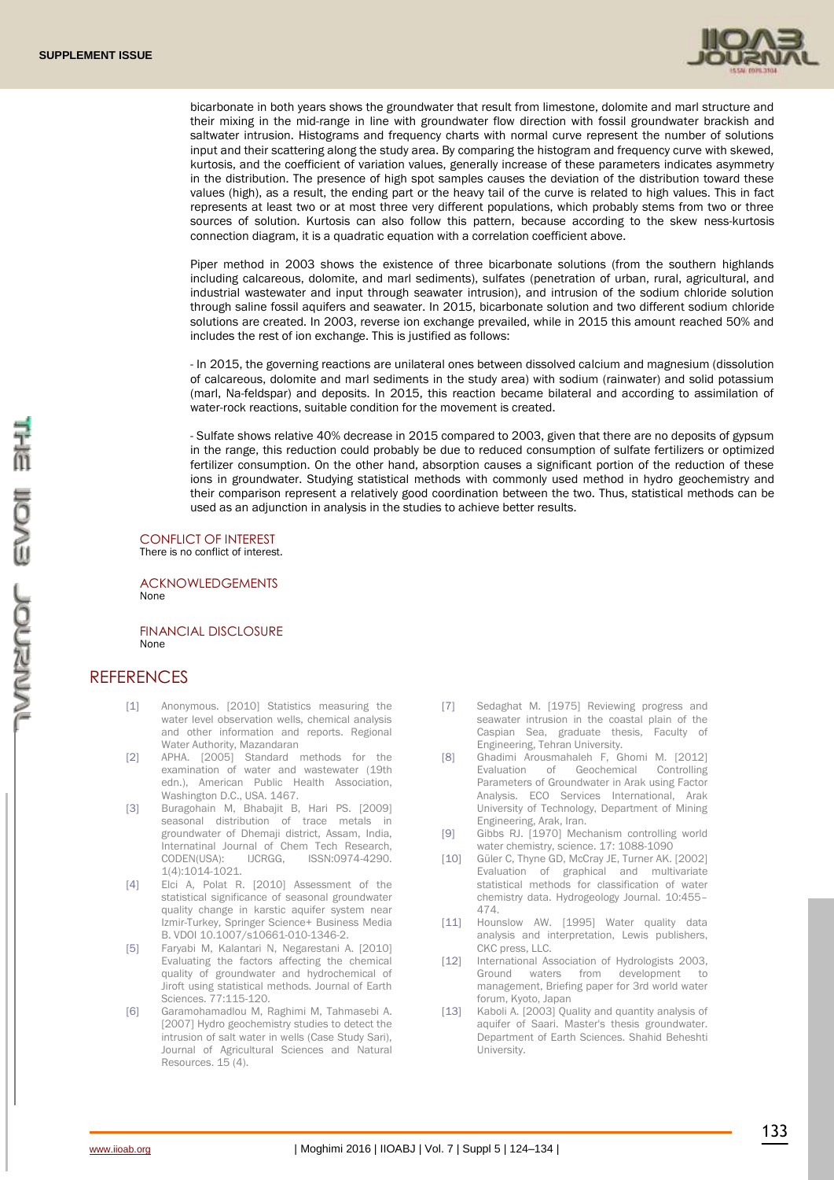bicarbonate in both years shows the groundwater that result from limestone, dolomite and marl structure and their mixing in the mid-range in line with groundwater flow direction with fossil groundwater brackish and saltwater intrusion. Histograms and frequency charts with normal curve represent the number of solutions input and their scattering along the study area. By comparing the histogram and frequency curve with skewed, kurtosis, and the coefficient of variation values, generally increase of these parameters indicates asymmetry in the distribution. The presence of high spot samples causes the deviation of the distribution toward these values (high), as a result, the ending part or the heavy tail of the curve is related to high values. This in fact represents at least two or at most three very different populations, which probably stems from two or three sources of solution. Kurtosis can also follow this pattern, because according to the skew ness-kurtosis connection diagram, it is a quadratic equation with a correlation coefficient above.

Piper method in 2003 shows the existence of three bicarbonate solutions (from the southern highlands including calcareous, dolomite, and marl sediments), sulfates (penetration of urban, rural, agricultural, and industrial wastewater and input through seawater intrusion), and intrusion of the sodium chloride solution through saline fossil aquifers and seawater. In 2015, bicarbonate solution and two different sodium chloride solutions are created. In 2003, reverse ion exchange prevailed, while in 2015 this amount reached 50% and includes the rest of ion exchange. This is justified as follows:

- In 2015, the governing reactions are unilateral ones between dissolved calcium and magnesium (dissolution of calcareous, dolomite and marl sediments in the study area) with sodium (rainwater) and solid potassium (marl, Na-feldspar) and deposits. In 2015, this reaction became bilateral and according to assimilation of water-rock reactions, suitable condition for the movement is created.

- Sulfate shows relative 40% decrease in 2015 compared to 2003, given that there are no deposits of gypsum in the range, this reduction could probably be due to reduced consumption of sulfate fertilizers or optimized fertilizer consumption. On the other hand, absorption causes a significant portion of the reduction of these ions in groundwater. Studying statistical methods with commonly used method in hydro geochemistry and their comparison represent a relatively good coordination between the two. Thus, statistical methods can be used as an adjunction in analysis in the studies to achieve better results.

### CONFLICT OF INTEREST

There is no conflict of interest.

### ACKNOWLEDGEMENTS

None

### FINANCIAL DISCLOSURE

None

## REFERENCES

[1] Anonymous. [2010] Statistics measuring the water level observation wells, chemical analysis and other information and reports. Regional Water Authority, Mazandaran

[2] APHA. [2005] Standard methods for the examination of water and wastewater (19th edn.), American Public Health Association, Washington D.C., USA. 1467.

[3] Buragohain M, Bhabajit B, Hari PS. [2009] seasonal distribution of trace metals in groundwater of Dhemaji district, Assam, India, Internatinal Journal of Chem Tech Research, CODEN(USA): IJCRGG, ISSN:0974-4290. 1(4):1014-1021.

[4] Elci A, Polat R. [2010] Assessment of the statistical significance of seasonal groundwater quality change in karstic aquifer system near Izmir-Turkey, Springer Science+ Business Media B. VDOI 10.1007/s10661-010-1346-2.

[5] Faryabi M, Kalantari N, Negarestani A. [2010] Evaluating the factors affecting the chemical quality of groundwater and hydrochemical of Jiroft using statistical methods. Journal of Earth Sciences. 77:115-120.

[6] Garamohamadlou M, Raghimi M, Tahmasebi A. [2007] Hydro geochemistry studies to detect the intrusion of salt water in wells (Case Study Sari), Journal of Agricultural Sciences and Natural Resources. 15 (4).

[7] Sedaghat M. [1975] Reviewing progress and seawater intrusion in the coastal plain of the Caspian Sea, graduate thesis, Faculty of Engineering, Tehran University.

[8] Ghadimi Arousmahaleh F, Ghomi M. [2012] Evaluation of Geochemical Controlling Parameters of Groundwater in Arak using Factor Analysis. ECO Services International, Arak University of Technology, Department of Mining Engineering, Arak, Iran.

[9] Gibbs RJ. [1970] Mechanism controlling world water chemistry, science. 17: 1088-1090

[10] Güler C, Thyne GD, McCray JE, Turner AK. [2002] Evaluation of graphical and multivariate statistical methods for classification of water chemistry data. Hydrogeology Journal. 10:455–474.

[11] Hounslow AW. [1995] Water quality data analysis and interpretation, Lewis publishers, CKC press, LLC.

[12] International Association of Hydrologists 2003, Ground waters from development to management, Briefing paper for 3rd world water forum, Kyoto, Japan

[13] Kaboli A. [2003] Quality and quantity analysis of aquifer of Saari. Master's thesis groundwater. Department of Earth Sciences. Shahid Beheshti University.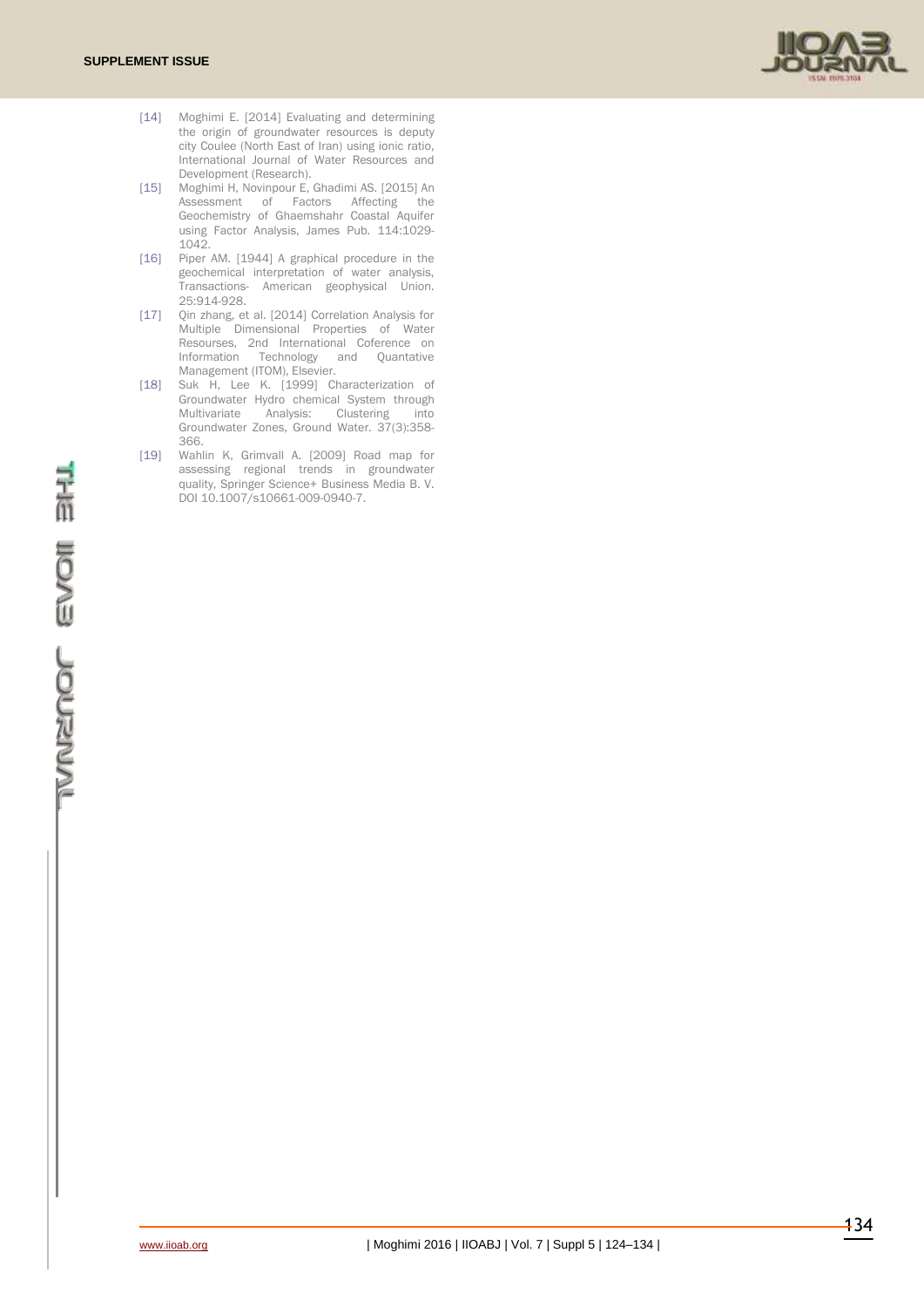[14] Moghimi E. [2014] Evaluating and determining the origin of groundwater resources is deputy city Coulee (North East of Iran) using ionic ratio, International Journal of Water Resources and Development (Research).

[15] Moghimi H, Novinpour E, Ghadimi AS. [2015] An Assessment of Factors Affecting the Geochemistry of Ghaemshahr Coastal Aquifer using Factor Analysis, James Pub. 114:1029-1042.

[16] Piper AM. [1944] A graphical procedure in the geochemical interpretation of water analysis, Transactions- American geophysical Union. 25:914-928.

[17] Qin zhang, et al. [2014] Correlation Analysis for Multiple Dimensional Properties of Water Resourses, 2nd International Coference on Information Technology and Quantative Management (ITQM), Elsevier.

[18] Suk H, Lee K. [1999] Characterization of Groundwater Hydro chemical System through Multivariate Analysis: Clustering into Groundwater Zones, Ground Water. 37(3):358-366.

[19] Wahlin K, Grimvall A. [2009] Road map for assessing regional trends in groundwater quality, Springer Science+ Business Media B. V. DOI 10.1007/s10661-009-0940-7.